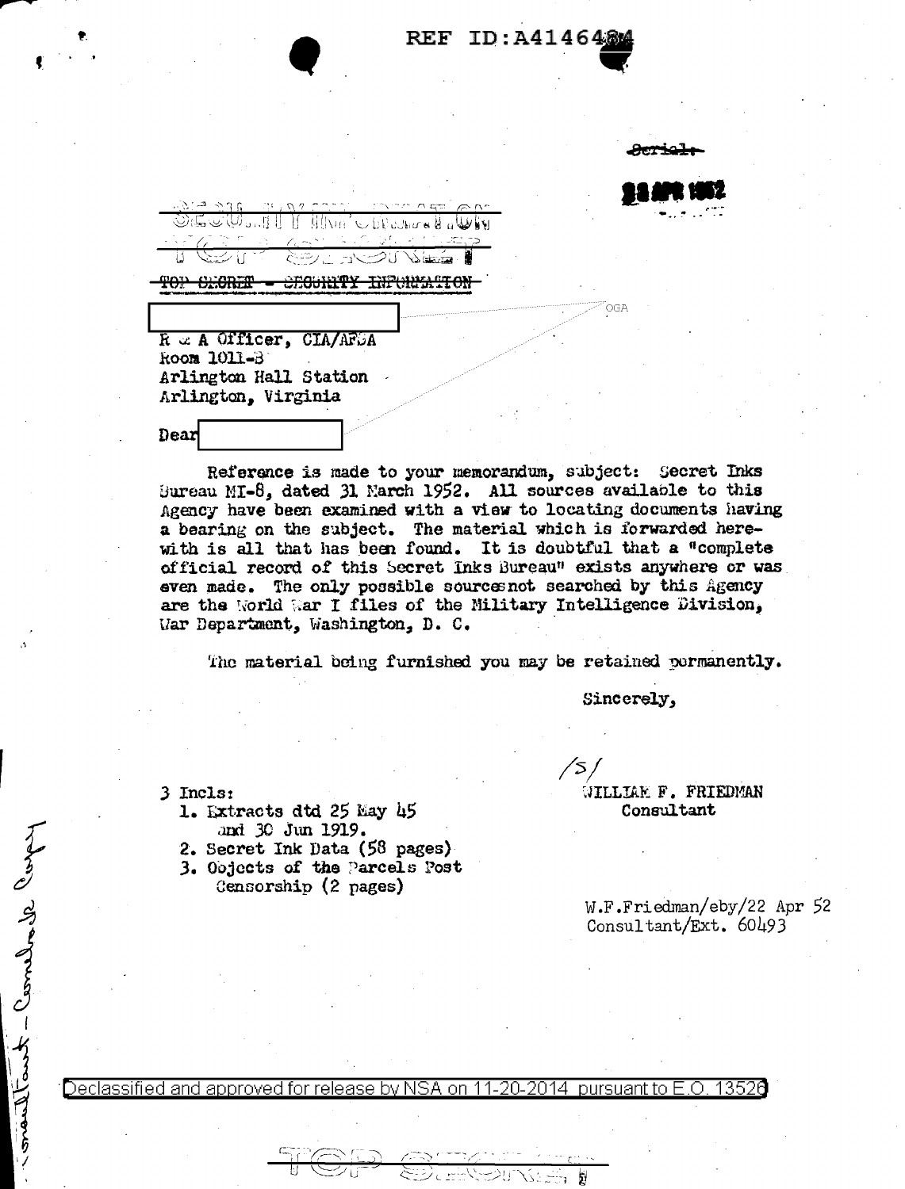REF ID:A4146484

~~Serial:~~

22 APR 1952

SECURITY INFORMATION

TOP SECRET

~~TOP SECRET - SECURITY INFORMATION~~

OGA

R & A Officer, CIA/AFSA
Room 1011-B
Arlington Hall Station
Arlington, Virginia

Dear

Reference is made to your memorandum, subject: Secret Inks Bureau MI-8, dated 31 March 1952. All sources available to this Agency have been examined with a view to locating documents having a bearing on the subject. The material which is forwarded herewith is all that has been found. It is doubtful that a "complete official record of this Secret Inks Bureau" exists anywhere or was even made. The only possible sources not searched by this Agency are the World War I files of the Military Intelligence Division, War Department, Washington, D. C.

The material being furnished you may be retained permanently.

Sincerely,

/s/
WILLIAM F. FRIEDMAN
Consultant

3 Incls:
1. Extracts dtd 25 May 45 and 30 Jun 1919.
2. Secret Ink Data (58 pages)
3. Objects of the Parcels Post Censorship (2 pages)

W.F.Friedman/eby/22 Apr 52
Consultant/Ext. 60493

Consultant - Complete Copy

Declassified and approved for release by NSA on 11-20-2014 pursuant to E.O. 13526

TOP SECRET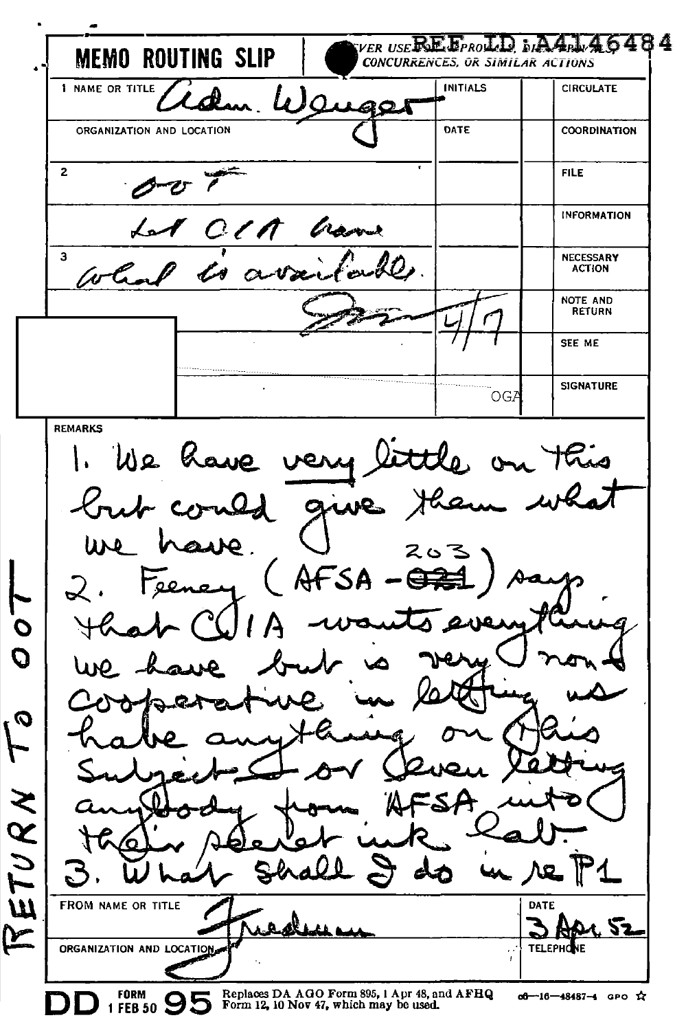**MEMO ROUTING SLIP** — NEVER USE FOR APPROVALS, DISAPPROVALS, CONCURRENCES, OR SIMILAR ACTIONS

REF ID:A4146484

| | | INITIALS | | CIRCULATE |
|---|---|---|---|---|
| 1 NAME OR TITLE | Adm. Wenger | | | |
| ORGANIZATION AND LOCATION | | DATE | | COORDINATION |
| 2 | OOT | | | FILE |
| | Let CIA have | | | INFORMATION |
| 3 | what is available. | | | NECESSARY ACTION |
| | [signature] 4/7 | | | NOTE AND RETURN |
| | | | | SEE ME |
| | | OGA | | SIGNATURE |

**REMARKS**

1. We have very little on this but could give them what we have.

2. Feeney (AFSA - ~~021~~ 203) says that CIA wants everything we have but is very non-cooperative in letting us have anything on this subject or even letting anybody from AFSA into their secret ink lab.

3. What shall I do in re P1

RETURN TO OOT

| FROM NAME OR TITLE | DATE |
|---|---|
| Friedman | 3 Apr. 52 |
| ORGANIZATION AND LOCATION | TELEPHONE |
| | |

DD FORM 1 FEB 50 95 — Replaces DA AGO Form 895, 1 Apr 48, and AFHQ Form 12, 10 Nov 47, which may be used. 16—48487-4 GPO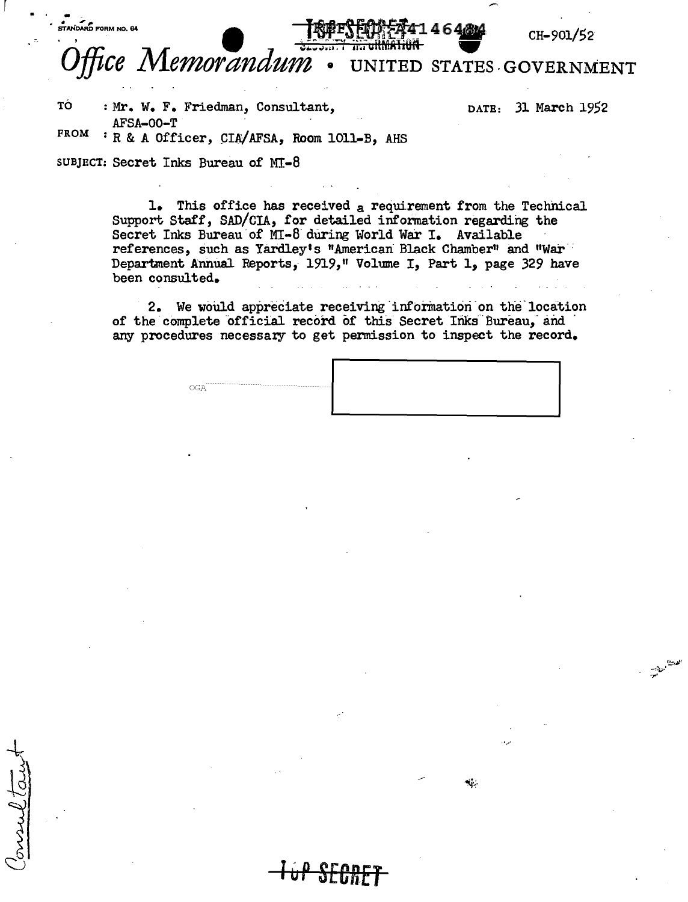STANDARD FORM NO. 64

TOP SECRET

CH-901/52

# *Office Memorandum* • UNITED STATES GOVERNMENT

TO : Mr. W. F. Friedman, Consultant, AFSA-00-T

DATE: 31 March 1952

FROM : R & A Officer, CIA/AFSA, Room 1011-B, AHS

SUBJECT: Secret Inks Bureau of MI-8

1. This office has received a requirement from the Technical Support Staff, SAD/CIA, for detailed information regarding the Secret Inks Bureau of MI-8 during World War I. Available references, such as Yardley's "American Black Chamber" and "War Department Annual Reports, 1919," Volume I, Part 1, page 329 have been consulted.

2. We would appreciate receiving information on the location of the complete official record of this Secret Inks Bureau, and any procedures necessary to get permission to inspect the record.

OGA

Consultant

TOP SECRET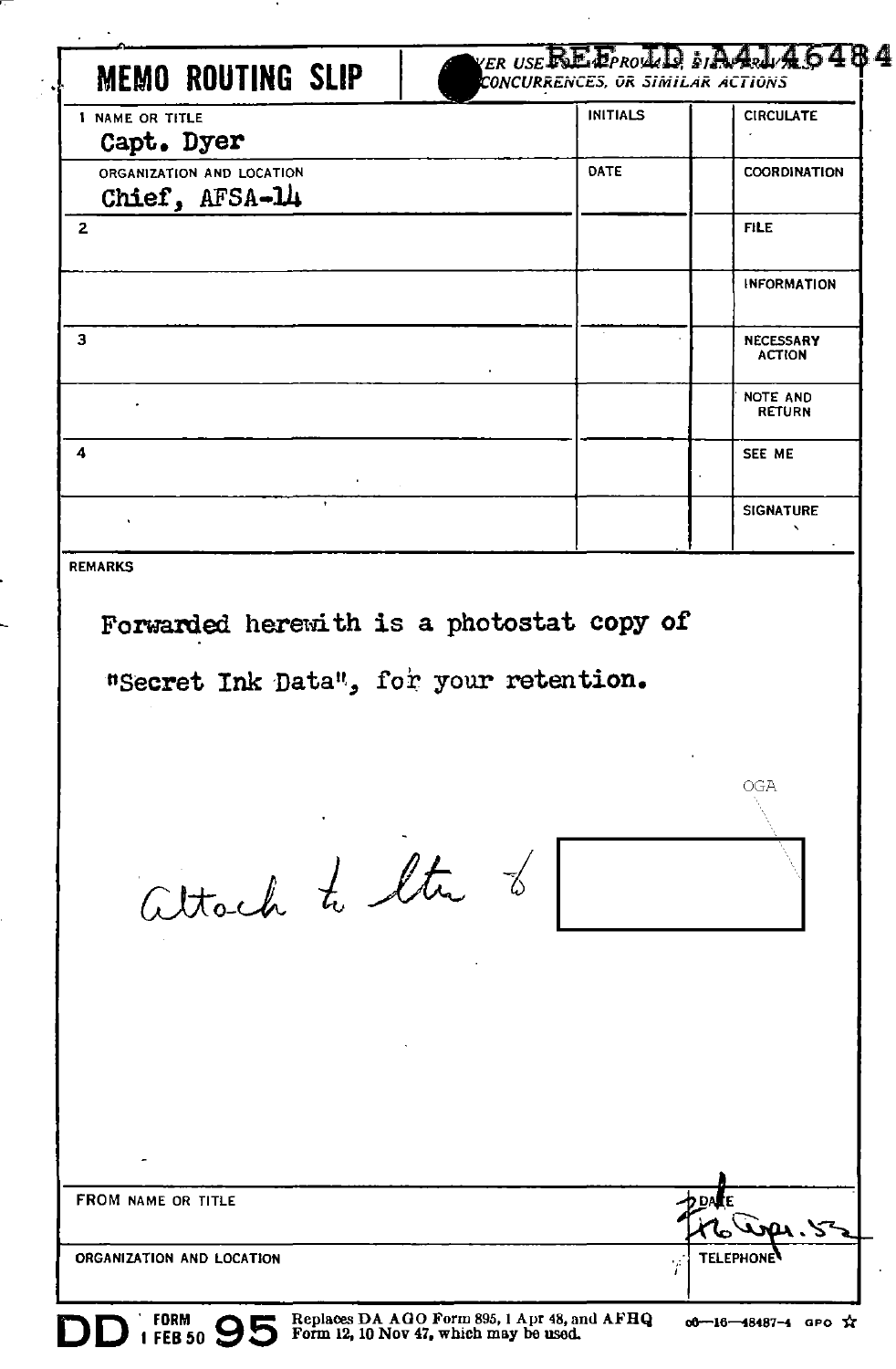REF ID:A4146484

# MEMO ROUTING SLIP

NEVER USE FOR APPROVALS, DISAPPROVALS, CONCURRENCES, OR SIMILAR ACTIONS

| | INITIALS | | |
|---|---|---|---|
| 1 NAME OR TITLE<br>Capt. Dyer | | | CIRCULATE |
| ORGANIZATION AND LOCATION<br>Chief, AFSA-14 | DATE | | COORDINATION |
| 2 | | | FILE |
| | | | INFORMATION |
| 3 | | | NECESSARY ACTION |
| | | | NOTE AND RETURN |
| 4 | | | SEE ME |
| | | | SIGNATURE |

REMARKS

Forwarded herewith is a photostat copy of "Secret Ink Data", for your retention.

OGA

Attach to ltr to [redacted]

| FROM NAME OR TITLE | DATE<br>16 Apr. 52 |
|---|---|
| ORGANIZATION AND LOCATION | TELEPHONE |

DD FORM 1 FEB 50 95 Replaces DA AGO Form 895, 1 Apr 48, and AFHQ Form 12, 10 Nov 47, which may be used.

o6—16—48487-4 GPO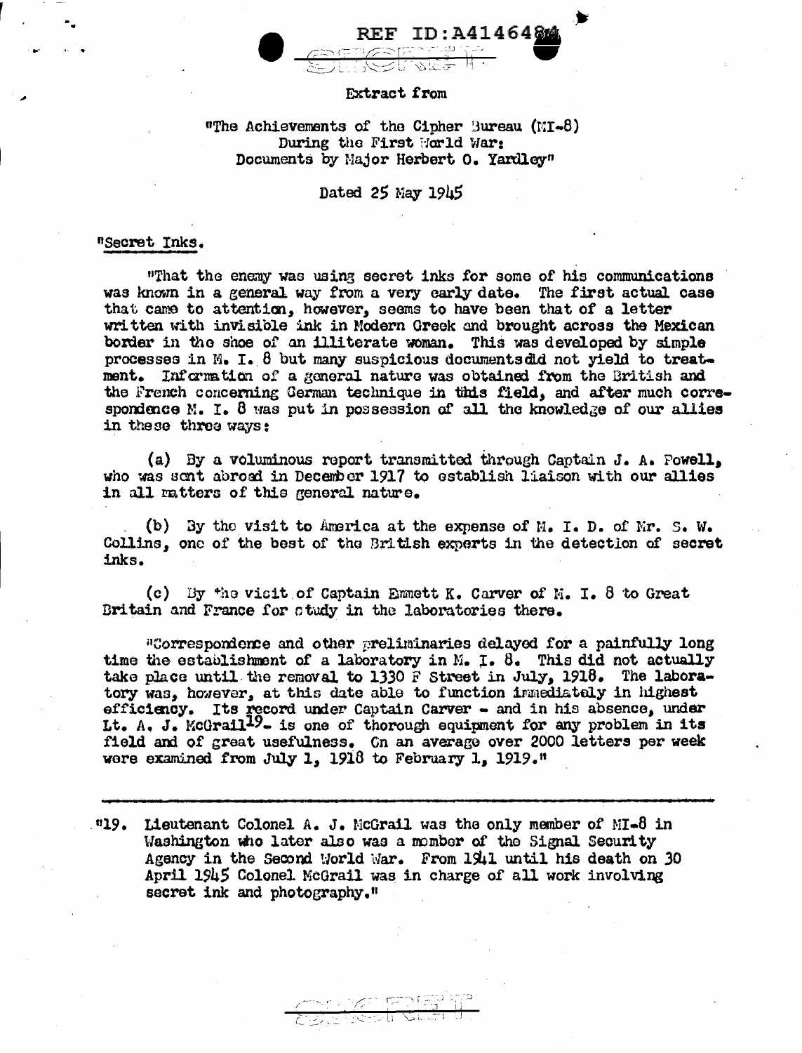REF ID:A4146484

SECRET

Extract from

"The Achievements of the Cipher Bureau (MI-8) During the First World War: Documents by Major Herbert O. Yardley"

Dated 25 May 1945

"Secret Inks.

"That the enemy was using secret inks for some of his communications was known in a general way from a very early date. The first actual case that came to attention, however, seems to have been that of a letter written with invisible ink in Modern Greek and brought across the Mexican border in the shoe of an illiterate woman. This was developed by simple processes in M. I. 8 but many suspicious documents did not yield to treatment. Information of a general nature was obtained from the British and the French concerning German technique in this field, and after much correspondence M. I. 8 was put in possession of all the knowledge of our allies in these three ways:

(a) By a voluminous report transmitted through Captain J. A. Powell, who was sent abroad in December 1917 to establish liaison with our allies in all matters of this general nature.

(b) By the visit to America at the expense of M. I. D. of Mr. S. W. Collins, one of the best of the British experts in the detection of secret inks.

(c) By the visit of Captain Emmett K. Carver of M. I. 8 to Great Britain and France for study in the laboratories there.

"Correspondence and other preliminaries delayed for a painfully long time the establishment of a laboratory in M. I. 8. This did not actually take place until the removal to 1330 F Street in July, 1918. The laboratory was, however, at this date able to function immediately in highest efficiency. Its record under Captain Carver - and in his absence, under Lt. A. J. McGrail[19] - is one of thorough equipment for any problem in its field and of great usefulness. On an average over 2000 letters per week were examined from July 1, 1918 to February 1, 1919."

---

"19. Lieutenant Colonel A. J. McGrail was the only member of MI-8 in Washington who later also was a member of the Signal Security Agency in the Second World War. From 1941 until his death on 30 April 1945 Colonel McGrail was in charge of all work involving secret ink and photography."

SECRET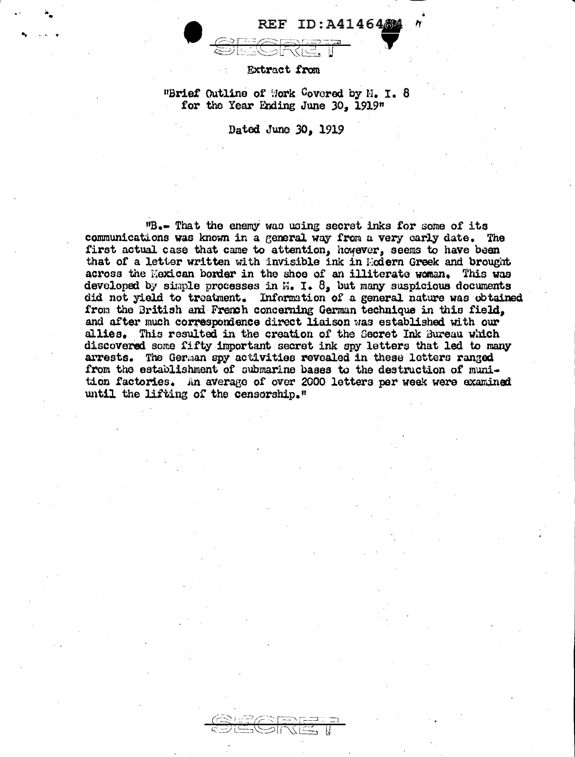REF ID:A4146484

SECRET

Extract from

"Brief Outline of Work Covered by M. I. 8 for the Year Ending June 30, 1919"

Dated June 30, 1919

"B.- That the enemy was using secret inks for some of its communications was known in a general way from a very early date. The first actual case that came to attention, however, seems to have been that of a letter written with invisible ink in Modern Greek and brought across the Mexican border in the shoe of an illiterate woman. This was developed by simple processes in M. I. 8, but many suspicious documents did not yield to treatment. Information of a general nature was obtained from the British and French concerning German technique in this field, and after much correspondence direct liaison was established with our allies. This resulted in the creation of the Secret Ink Bureau which discovered some fifty important secret ink spy letters that led to many arrests. The German spy activities revealed in these letters ranged from the establishment of submarine bases to the destruction of munition factories. An average of over 2000 letters per week were examined until the lifting of the censorship."

SECRET